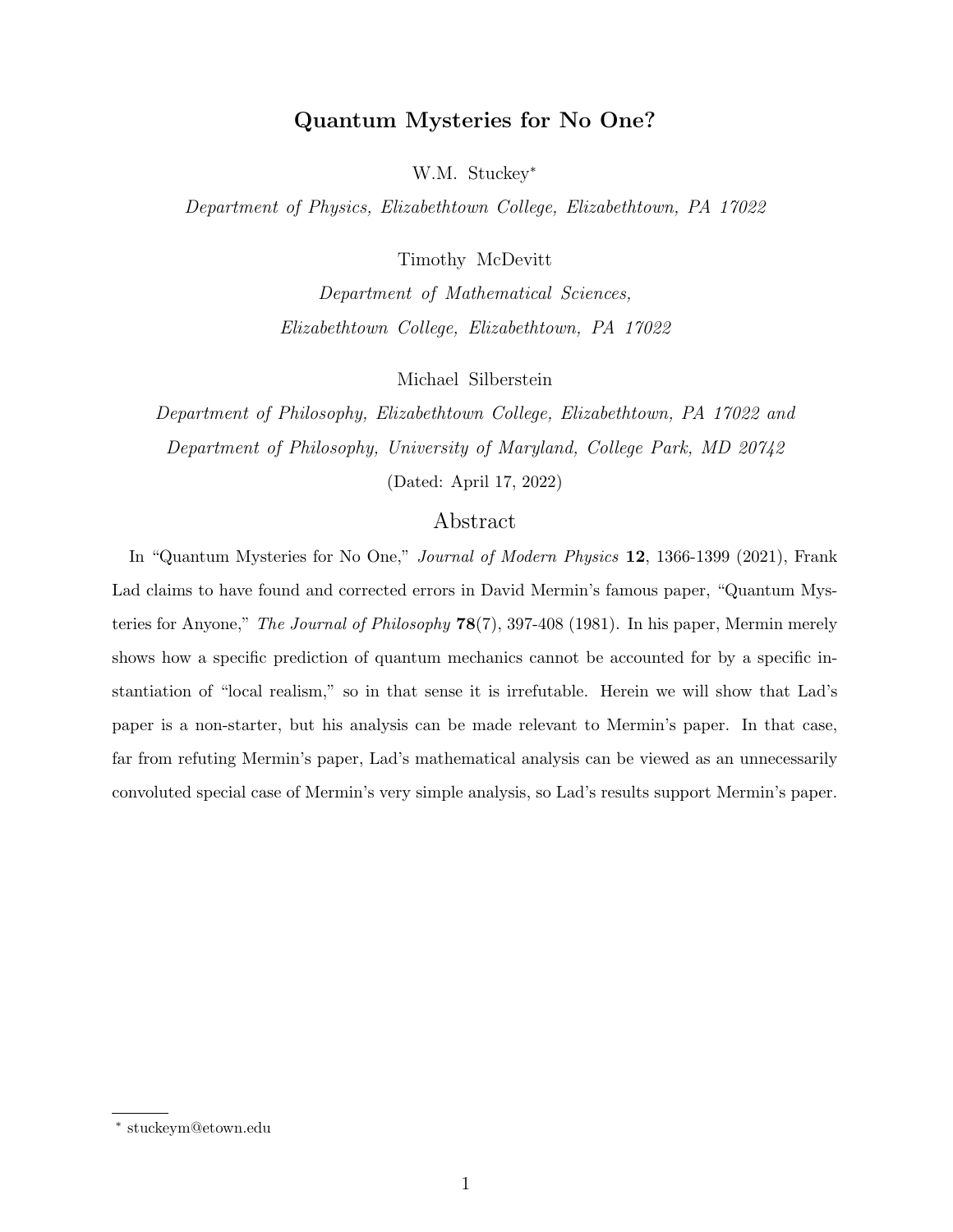# Quantum Mysteries for No One?

W.M. Stuckey*

*Department of Physics, Elizabethtown College, Elizabethtown, PA 17022*

Timothy McDevitt

*Department of Mathematical Sciences, Elizabethtown College, Elizabethtown, PA 17022*

Michael Silberstein

*Department of Philosophy, Elizabethtown College, Elizabethtown, PA 17022 and Department of Philosophy, University of Maryland, College Park, MD 20742*

(Dated: April 17, 2022)

## Abstract

In "Quantum Mysteries for No One," *Journal of Modern Physics* **12**, 1366-1399 (2021), Frank Lad claims to have found and corrected errors in David Mermin's famous paper, "Quantum Mysteries for Anyone," *The Journal of Philosophy* **78**(7), 397-408 (1981). In his paper, Mermin merely shows how a specific prediction of quantum mechanics cannot be accounted for by a specific instantiation of "local realism," so in that sense it is irrefutable. Herein we will show that Lad's paper is a non-starter, but his analysis can be made relevant to Mermin's paper. In that case, far from refuting Mermin's paper, Lad's mathematical analysis can be viewed as an unnecessarily convoluted special case of Mermin's very simple analysis, so Lad's results support Mermin's paper.

---

* stuckeym@etown.edu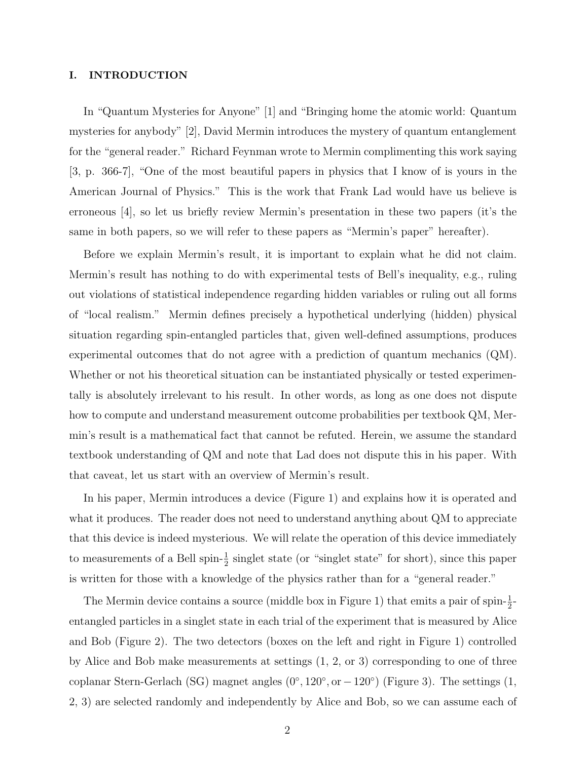## I. INTRODUCTION

In "Quantum Mysteries for Anyone" [1] and "Bringing home the atomic world: Quantum mysteries for anybody" [2], David Mermin introduces the mystery of quantum entanglement for the "general reader." Richard Feynman wrote to Mermin complimenting this work saying [3, p. 366-7], "One of the most beautiful papers in physics that I know of is yours in the American Journal of Physics." This is the work that Frank Lad would have us believe is erroneous [4], so let us briefly review Mermin's presentation in these two papers (it's the same in both papers, so we will refer to these papers as "Mermin's paper" hereafter).

Before we explain Mermin's result, it is important to explain what he did not claim. Mermin's result has nothing to do with experimental tests of Bell's inequality, e.g., ruling out violations of statistical independence regarding hidden variables or ruling out all forms of "local realism." Mermin defines precisely a hypothetical underlying (hidden) physical situation regarding spin-entangled particles that, given well-defined assumptions, produces experimental outcomes that do not agree with a prediction of quantum mechanics (QM). Whether or not his theoretical situation can be instantiated physically or tested experimentally is absolutely irrelevant to his result. In other words, as long as one does not dispute how to compute and understand measurement outcome probabilities per textbook QM, Mermin's result is a mathematical fact that cannot be refuted. Herein, we assume the standard textbook understanding of QM and note that Lad does not dispute this in his paper. With that caveat, let us start with an overview of Mermin's result.

In his paper, Mermin introduces a device (Figure 1) and explains how it is operated and what it produces. The reader does not need to understand anything about QM to appreciate that this device is indeed mysterious. We will relate the operation of this device immediately to measurements of a Bell spin-$\frac{1}{2}$ singlet state (or "singlet state" for short), since this paper is written for those with a knowledge of the physics rather than for a "general reader."

The Mermin device contains a source (middle box in Figure 1) that emits a pair of spin-$\frac{1}{2}$-entangled particles in a singlet state in each trial of the experiment that is measured by Alice and Bob (Figure 2). The two detectors (boxes on the left and right in Figure 1) controlled by Alice and Bob make measurements at settings (1, 2, or 3) corresponding to one of three coplanar Stern-Gerlach (SG) magnet angles $(0^\circ, 120^\circ, \text{or} -120^\circ)$ (Figure 3). The settings (1, 2, 3) are selected randomly and independently by Alice and Bob, so we can assume each of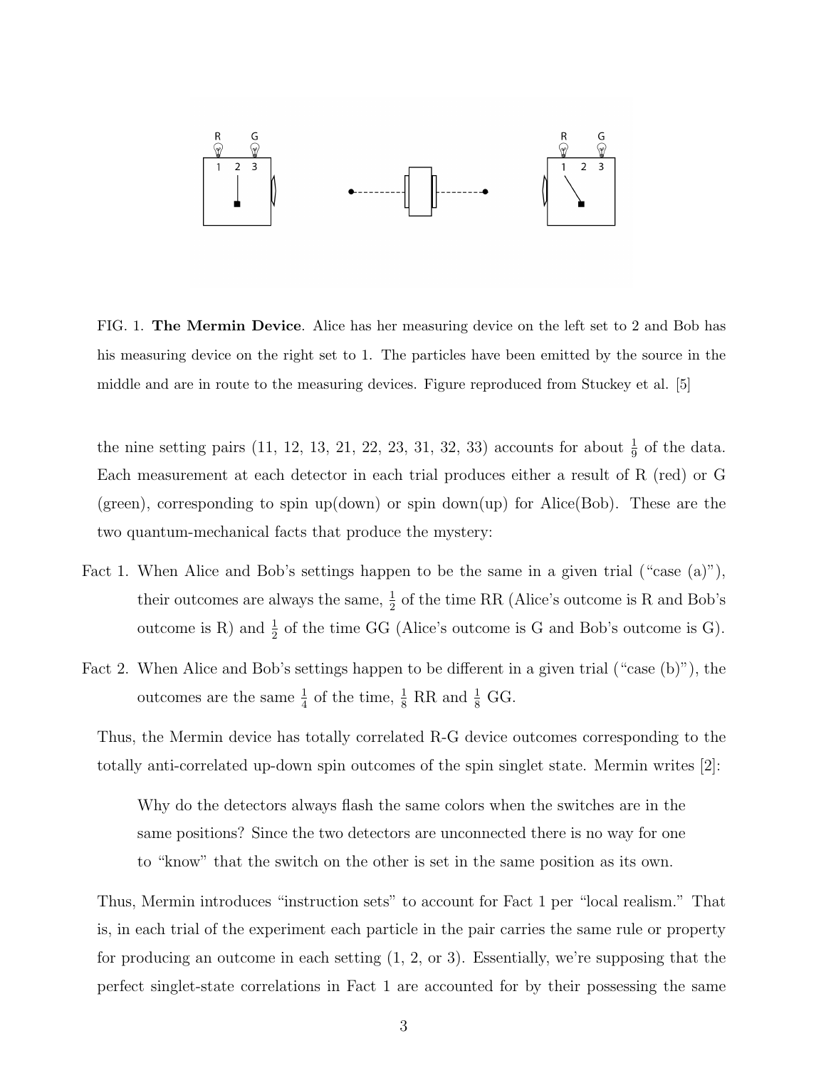FIG. 1. **The Mermin Device**. Alice has her measuring device on the left set to 2 and Bob has his measuring device on the right set to 1. The particles have been emitted by the source in the middle and are in route to the measuring devices. Figure reproduced from Stuckey et al. [5]

the nine setting pairs (11, 12, 13, 21, 22, 23, 31, 32, 33) accounts for about $\frac{1}{9}$ of the data. Each measurement at each detector in each trial produces either a result of R (red) or G (green), corresponding to spin up(down) or spin down(up) for Alice(Bob). These are the two quantum-mechanical facts that produce the mystery:

Fact 1. When Alice and Bob's settings happen to be the same in a given trial ("case (a)"), their outcomes are always the same, $\frac{1}{2}$ of the time RR (Alice's outcome is R and Bob's outcome is R) and $\frac{1}{2}$ of the time GG (Alice's outcome is G and Bob's outcome is G).

Fact 2. When Alice and Bob's settings happen to be different in a given trial ("case (b)"), the outcomes are the same $\frac{1}{4}$ of the time, $\frac{1}{8}$ RR and $\frac{1}{8}$ GG.

Thus, the Mermin device has totally correlated R-G device outcomes corresponding to the totally anti-correlated up-down spin outcomes of the spin singlet state. Mermin writes [2]:

> Why do the detectors always flash the same colors when the switches are in the same positions? Since the two detectors are unconnected there is no way for one to "know" that the switch on the other is set in the same position as its own.

Thus, Mermin introduces "instruction sets" to account for Fact 1 per "local realism." That is, in each trial of the experiment each particle in the pair carries the same rule or property for producing an outcome in each setting (1, 2, or 3). Essentially, we're supposing that the perfect singlet-state correlations in Fact 1 are accounted for by their possessing the same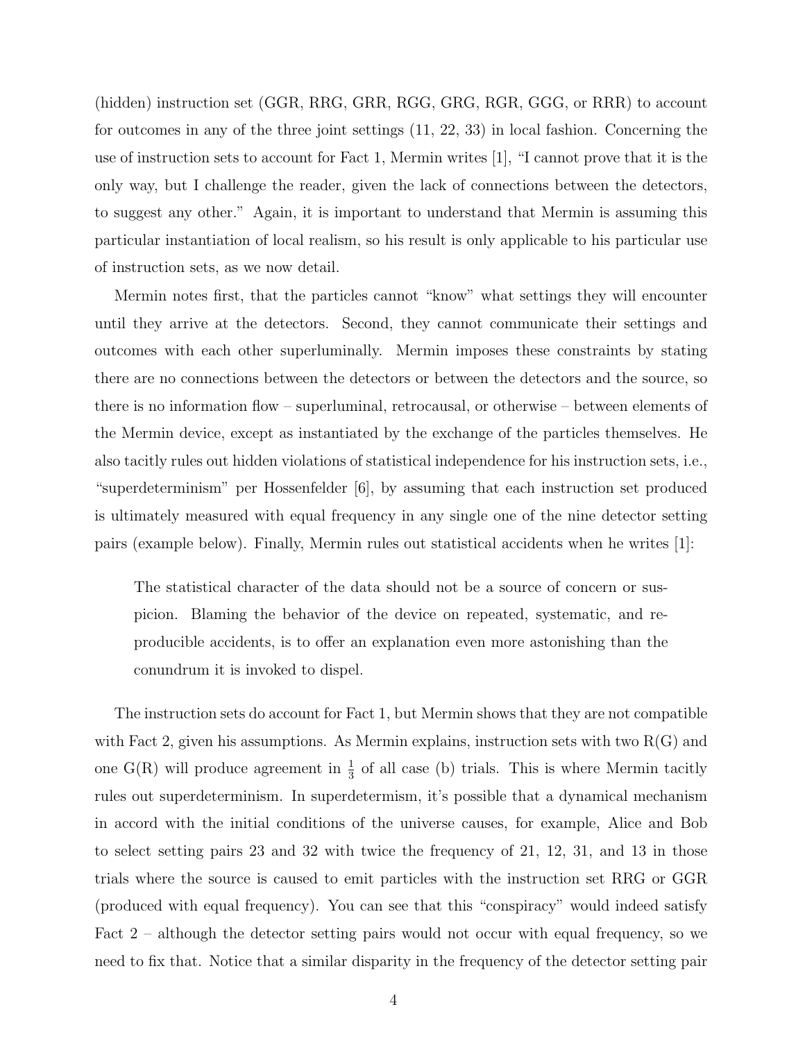(hidden) instruction set (GGR, RRG, GRR, RGG, GRG, RGR, GGG, or RRR) to account for outcomes in any of the three joint settings (11, 22, 33) in local fashion. Concerning the use of instruction sets to account for Fact 1, Mermin writes [1], "I cannot prove that it is the only way, but I challenge the reader, given the lack of connections between the detectors, to suggest any other." Again, it is important to understand that Mermin is assuming this particular instantiation of local realism, so his result is only applicable to his particular use of instruction sets, as we now detail.

Mermin notes first, that the particles cannot "know" what settings they will encounter until they arrive at the detectors. Second, they cannot communicate their settings and outcomes with each other superluminally. Mermin imposes these constraints by stating there are no connections between the detectors or between the detectors and the source, so there is no information flow – superluminal, retrocausal, or otherwise – between elements of the Mermin device, except as instantiated by the exchange of the particles themselves. He also tacitly rules out hidden violations of statistical independence for his instruction sets, i.e., "superdeterminism" per Hossenfelder [6], by assuming that each instruction set produced is ultimately measured with equal frequency in any single one of the nine detector setting pairs (example below). Finally, Mermin rules out statistical accidents when he writes [1]:

> The statistical character of the data should not be a source of concern or suspicion. Blaming the behavior of the device on repeated, systematic, and reproducible accidents, is to offer an explanation even more astonishing than the conundrum it is invoked to dispel.

The instruction sets do account for Fact 1, but Mermin shows that they are not compatible with Fact 2, given his assumptions. As Mermin explains, instruction sets with two R(G) and one G(R) will produce agreement in $\frac{1}{3}$ of all case (b) trials. This is where Mermin tacitly rules out superdeterminism. In superdetermism, it's possible that a dynamical mechanism in accord with the initial conditions of the universe causes, for example, Alice and Bob to select setting pairs 23 and 32 with twice the frequency of 21, 12, 31, and 13 in those trials where the source is caused to emit particles with the instruction set RRG or GGR (produced with equal frequency). You can see that this "conspiracy" would indeed satisfy Fact 2 – although the detector setting pairs would not occur with equal frequency, so we need to fix that. Notice that a similar disparity in the frequency of the detector setting pair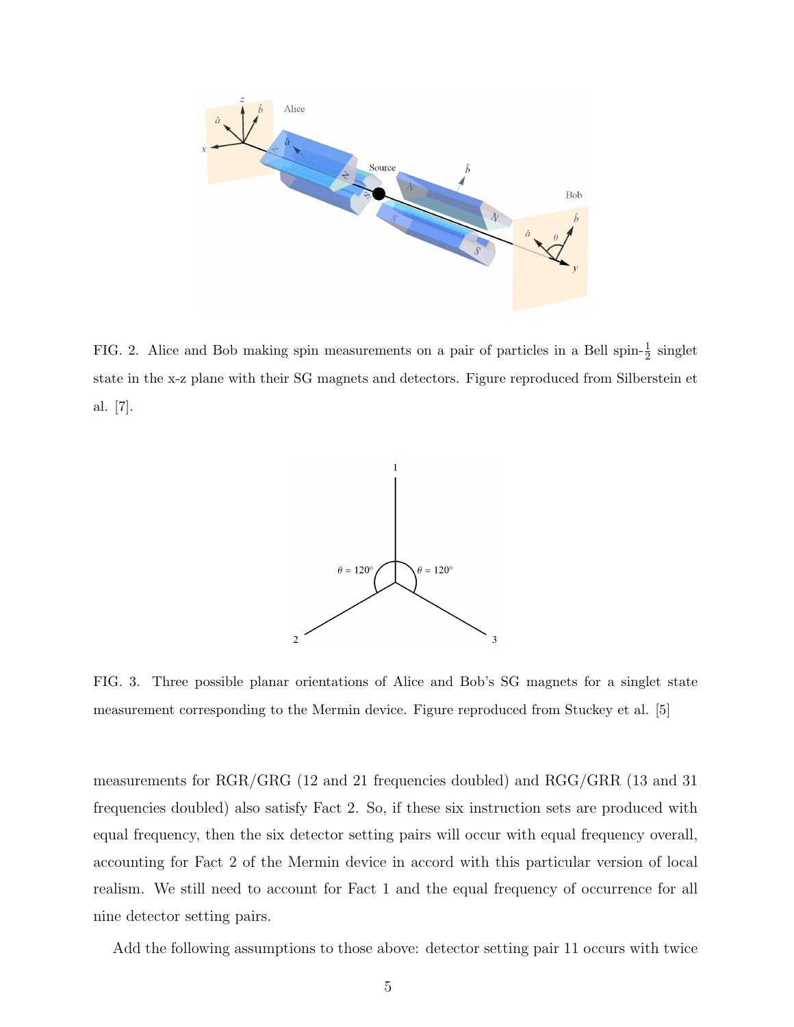FIG. 2. Alice and Bob making spin measurements on a pair of particles in a Bell spin-$\frac{1}{2}$ singlet state in the x-z plane with their SG magnets and detectors. Figure reproduced from Silberstein et al. [7].

FIG. 3. Three possible planar orientations of Alice and Bob's SG magnets for a singlet state measurement corresponding to the Mermin device. Figure reproduced from Stuckey et al. [5]

measurements for RGR/GRG (12 and 21 frequencies doubled) and RGG/GRR (13 and 31 frequencies doubled) also satisfy Fact 2. So, if these six instruction sets are produced with equal frequency, then the six detector setting pairs will occur with equal frequency overall, accounting for Fact 2 of the Mermin device in accord with this particular version of local realism. We still need to account for Fact 1 and the equal frequency of occurrence for all nine detector setting pairs.

Add the following assumptions to those above: detector setting pair 11 occurs with twice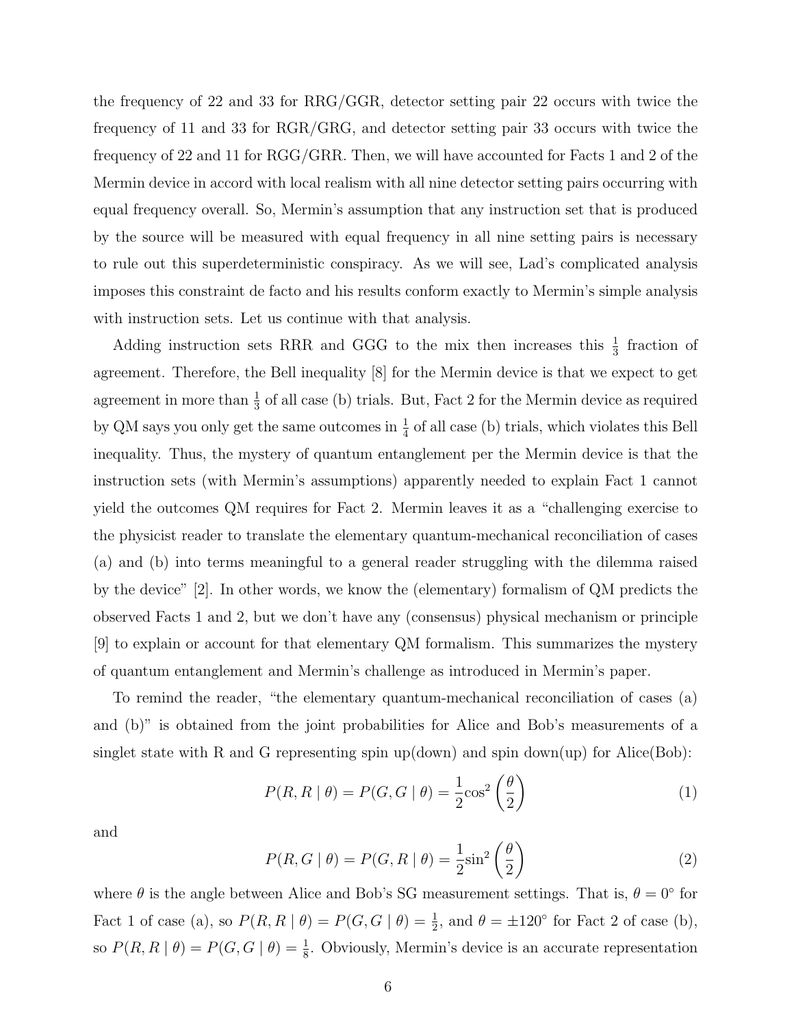the frequency of 22 and 33 for RRG/GGR, detector setting pair 22 occurs with twice the frequency of 11 and 33 for RGR/GRG, and detector setting pair 33 occurs with twice the frequency of 22 and 11 for RGG/GRR. Then, we will have accounted for Facts 1 and 2 of the Mermin device in accord with local realism with all nine detector setting pairs occurring with equal frequency overall. So, Mermin's assumption that any instruction set that is produced by the source will be measured with equal frequency in all nine setting pairs is necessary to rule out this superdeterministic conspiracy. As we will see, Lad's complicated analysis imposes this constraint de facto and his results conform exactly to Mermin's simple analysis with instruction sets. Let us continue with that analysis.

Adding instruction sets RRR and GGG to the mix then increases this $\frac{1}{3}$ fraction of agreement. Therefore, the Bell inequality [8] for the Mermin device is that we expect to get agreement in more than $\frac{1}{3}$ of all case (b) trials. But, Fact 2 for the Mermin device as required by QM says you only get the same outcomes in $\frac{1}{4}$ of all case (b) trials, which violates this Bell inequality. Thus, the mystery of quantum entanglement per the Mermin device is that the instruction sets (with Mermin's assumptions) apparently needed to explain Fact 1 cannot yield the outcomes QM requires for Fact 2. Mermin leaves it as a "challenging exercise to the physicist reader to translate the elementary quantum-mechanical reconciliation of cases (a) and (b) into terms meaningful to a general reader struggling with the dilemma raised by the device" [2]. In other words, we know the (elementary) formalism of QM predicts the observed Facts 1 and 2, but we don't have any (consensus) physical mechanism or principle [9] to explain or account for that elementary QM formalism. This summarizes the mystery of quantum entanglement and Mermin's challenge as introduced in Mermin's paper.

To remind the reader, "the elementary quantum-mechanical reconciliation of cases (a) and (b)" is obtained from the joint probabilities for Alice and Bob's measurements of a singlet state with R and G representing spin up(down) and spin down(up) for Alice(Bob):

$$P(R, R \mid \theta) = P(G, G \mid \theta) = \frac{1}{2}\cos^2\left(\frac{\theta}{2}\right) \tag{1}$$

and

$$P(R, G \mid \theta) = P(G, R \mid \theta) = \frac{1}{2}\sin^2\left(\frac{\theta}{2}\right) \tag{2}$$

where $\theta$ is the angle between Alice and Bob's SG measurement settings. That is, $\theta = 0^\circ$ for Fact 1 of case (a), so $P(R, R \mid \theta) = P(G, G \mid \theta) = \frac{1}{2}$, and $\theta = \pm 120^\circ$ for Fact 2 of case (b), so $P(R, R \mid \theta) = P(G, G \mid \theta) = \frac{1}{8}$. Obviously, Mermin's device is an accurate representation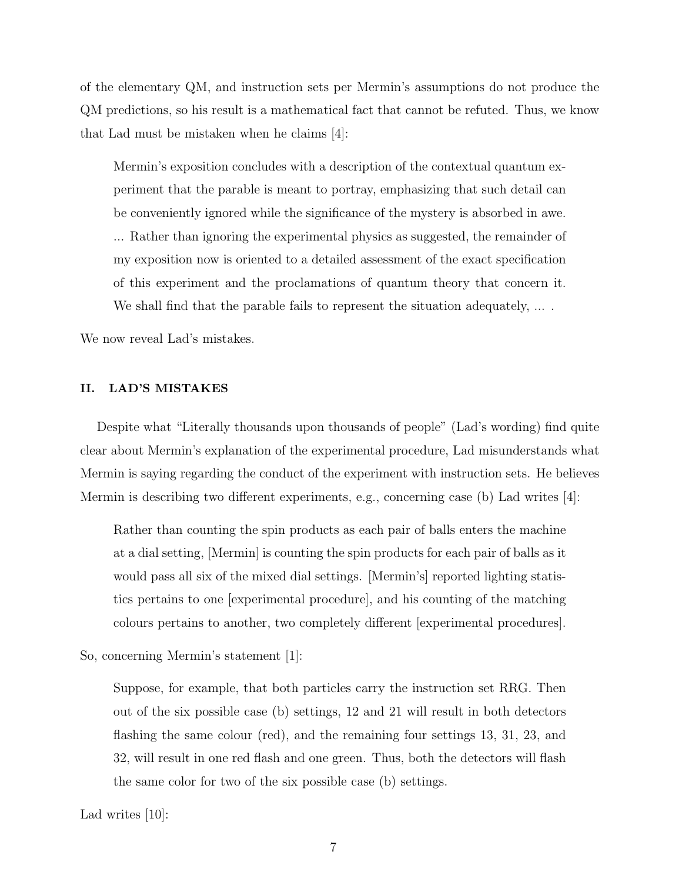of the elementary QM, and instruction sets per Mermin's assumptions do not produce the QM predictions, so his result is a mathematical fact that cannot be refuted. Thus, we know that Lad must be mistaken when he claims [4]:

> Mermin's exposition concludes with a description of the contextual quantum experiment that the parable is meant to portray, emphasizing that such detail can be conveniently ignored while the significance of the mystery is absorbed in awe. ... Rather than ignoring the experimental physics as suggested, the remainder of my exposition now is oriented to a detailed assessment of the exact specification of this experiment and the proclamations of quantum theory that concern it. We shall find that the parable fails to represent the situation adequately, ... .

We now reveal Lad's mistakes.

## II. LAD'S MISTAKES

Despite what "Literally thousands upon thousands of people" (Lad's wording) find quite clear about Mermin's explanation of the experimental procedure, Lad misunderstands what Mermin is saying regarding the conduct of the experiment with instruction sets. He believes Mermin is describing two different experiments, e.g., concerning case (b) Lad writes [4]:

> Rather than counting the spin products as each pair of balls enters the machine at a dial setting, [Mermin] is counting the spin products for each pair of balls as it would pass all six of the mixed dial settings. [Mermin's] reported lighting statistics pertains to one [experimental procedure], and his counting of the matching colours pertains to another, two completely different [experimental procedures].

So, concerning Mermin's statement [1]:

> Suppose, for example, that both particles carry the instruction set RRG. Then out of the six possible case (b) settings, 12 and 21 will result in both detectors flashing the same colour (red), and the remaining four settings 13, 31, 23, and 32, will result in one red flash and one green. Thus, both the detectors will flash the same color for two of the six possible case (b) settings.

Lad writes [10]: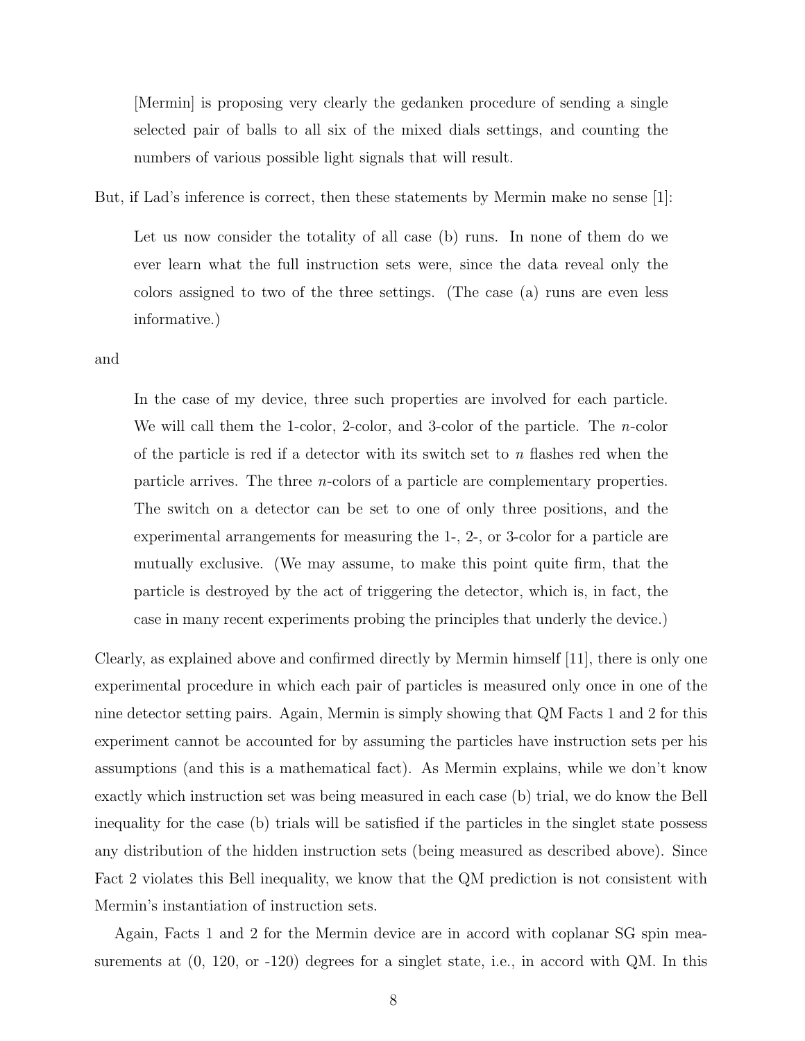> [Mermin] is proposing very clearly the gedanken procedure of sending a single selected pair of balls to all six of the mixed dials settings, and counting the numbers of various possible light signals that will result.

But, if Lad's inference is correct, then these statements by Mermin make no sense [1]:

> Let us now consider the totality of all case (b) runs. In none of them do we ever learn what the full instruction sets were, since the data reveal only the colors assigned to two of the three settings. (The case (a) runs are even less informative.)

and

> In the case of my device, three such properties are involved for each particle. We will call them the 1-color, 2-color, and 3-color of the particle. The $n$-color of the particle is red if a detector with its switch set to $n$ flashes red when the particle arrives. The three $n$-colors of a particle are complementary properties. The switch on a detector can be set to one of only three positions, and the experimental arrangements for measuring the 1-, 2-, or 3-color for a particle are mutually exclusive. (We may assume, to make this point quite firm, that the particle is destroyed by the act of triggering the detector, which is, in fact, the case in many recent experiments probing the principles that underly the device.)

Clearly, as explained above and confirmed directly by Mermin himself [11], there is only one experimental procedure in which each pair of particles is measured only once in one of the nine detector setting pairs. Again, Mermin is simply showing that QM Facts 1 and 2 for this experiment cannot be accounted for by assuming the particles have instruction sets per his assumptions (and this is a mathematical fact). As Mermin explains, while we don't know exactly which instruction set was being measured in each case (b) trial, we do know the Bell inequality for the case (b) trials will be satisfied if the particles in the singlet state possess any distribution of the hidden instruction sets (being measured as described above). Since Fact 2 violates this Bell inequality, we know that the QM prediction is not consistent with Mermin's instantiation of instruction sets.

Again, Facts 1 and 2 for the Mermin device are in accord with coplanar SG spin measurements at (0, 120, or -120) degrees for a singlet state, i.e., in accord with QM. In this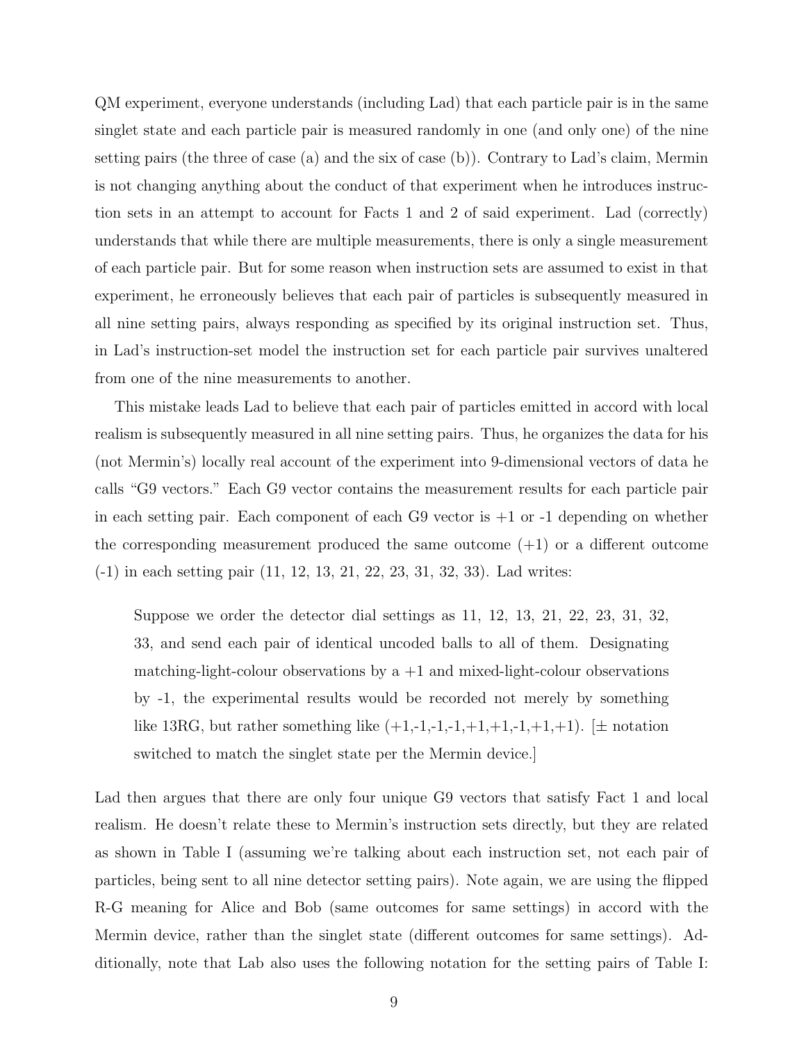QM experiment, everyone understands (including Lad) that each particle pair is in the same singlet state and each particle pair is measured randomly in one (and only one) of the nine setting pairs (the three of case (a) and the six of case (b)). Contrary to Lad's claim, Mermin is not changing anything about the conduct of that experiment when he introduces instruction sets in an attempt to account for Facts 1 and 2 of said experiment. Lad (correctly) understands that while there are multiple measurements, there is only a single measurement of each particle pair. But for some reason when instruction sets are assumed to exist in that experiment, he erroneously believes that each pair of particles is subsequently measured in all nine setting pairs, always responding as specified by its original instruction set. Thus, in Lad's instruction-set model the instruction set for each particle pair survives unaltered from one of the nine measurements to another.

This mistake leads Lad to believe that each pair of particles emitted in accord with local realism is subsequently measured in all nine setting pairs. Thus, he organizes the data for his (not Mermin's) locally real account of the experiment into 9-dimensional vectors of data he calls "G9 vectors." Each G9 vector contains the measurement results for each particle pair in each setting pair. Each component of each G9 vector is +1 or -1 depending on whether the corresponding measurement produced the same outcome (+1) or a different outcome (-1) in each setting pair (11, 12, 13, 21, 22, 23, 31, 32, 33). Lad writes:

> Suppose we order the detector dial settings as 11, 12, 13, 21, 22, 23, 31, 32, 33, and send each pair of identical uncoded balls to all of them. Designating matching-light-colour observations by a +1 and mixed-light-colour observations by -1, the experimental results would be recorded not merely by something like 13RG, but rather something like (+1,-1,-1,-1,+1,+1,-1,+1,+1). [± notation switched to match the singlet state per the Mermin device.]

Lad then argues that there are only four unique G9 vectors that satisfy Fact 1 and local realism. He doesn't relate these to Mermin's instruction sets directly, but they are related as shown in Table I (assuming we're talking about each instruction set, not each pair of particles, being sent to all nine detector setting pairs). Note again, we are using the flipped R-G meaning for Alice and Bob (same outcomes for same settings) in accord with the Mermin device, rather than the singlet state (different outcomes for same settings). Additionally, note that Lab also uses the following notation for the setting pairs of Table I: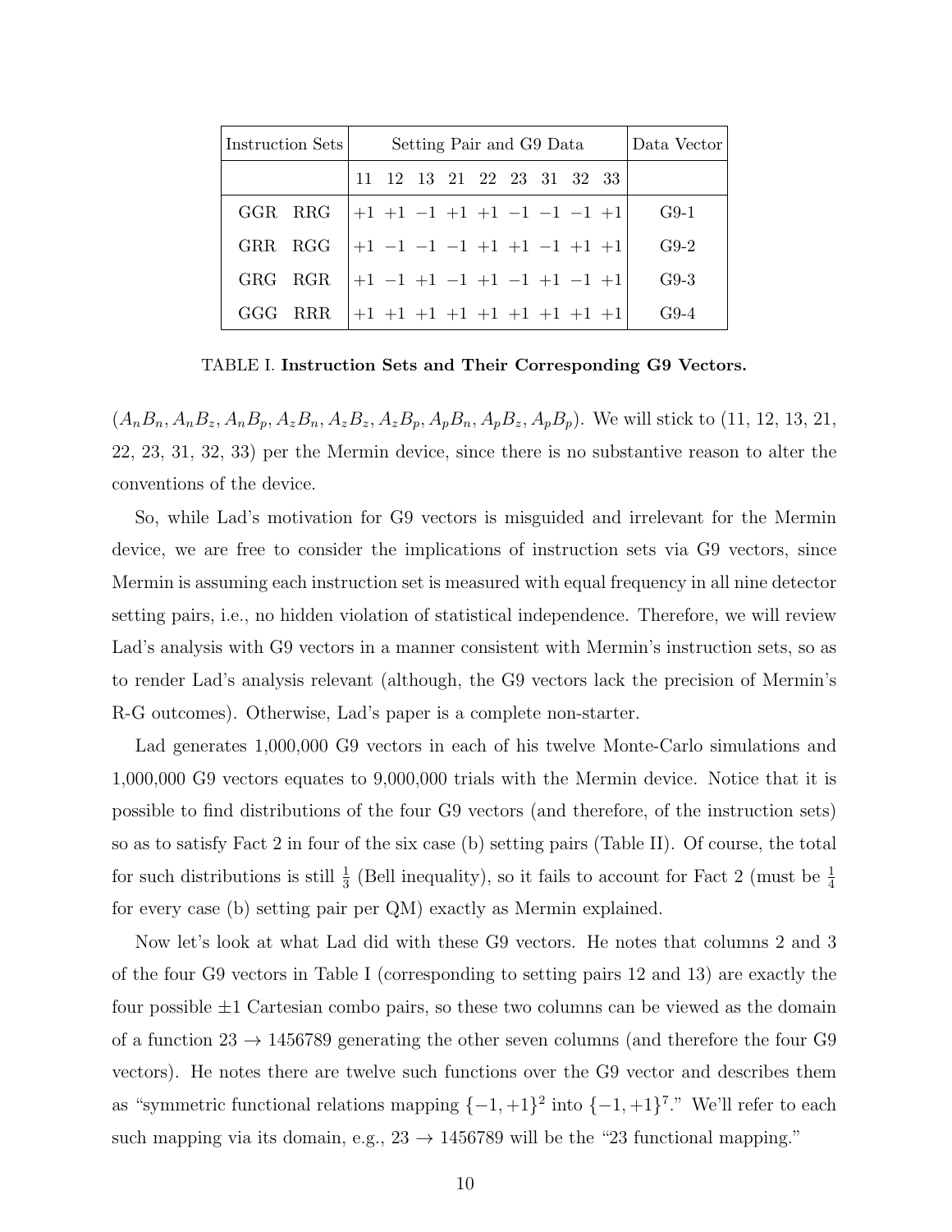| Instruction Sets | Setting Pair and G9 Data | | | | | | | | | Data Vector |
|---|---|---|---|---|---|---|---|---|---|---|
| | 11 | 12 | 13 | 21 | 22 | 23 | 31 | 32 | 33 | |
| GGR RRG | +1 | +1 | −1 | +1 | +1 | −1 | −1 | −1 | +1 | G9-1 |
| GRR RGG | +1 | −1 | −1 | −1 | +1 | +1 | −1 | +1 | +1 | G9-2 |
| GRG RGR | +1 | −1 | +1 | −1 | +1 | −1 | +1 | −1 | +1 | G9-3 |
| GGG RRR | +1 | +1 | +1 | +1 | +1 | +1 | +1 | +1 | +1 | G9-4 |

TABLE I. **Instruction Sets and Their Corresponding G9 Vectors.**

$(A_nB_n, A_nB_z, A_nB_p, A_zB_n, A_zB_z, A_zB_p, A_pB_n, A_pB_z, A_pB_p)$. We will stick to (11, 12, 13, 21, 22, 23, 31, 32, 33) per the Mermin device, since there is no substantive reason to alter the conventions of the device.

So, while Lad's motivation for G9 vectors is misguided and irrelevant for the Mermin device, we are free to consider the implications of instruction sets via G9 vectors, since Mermin is assuming each instruction set is measured with equal frequency in all nine detector setting pairs, i.e., no hidden violation of statistical independence. Therefore, we will review Lad's analysis with G9 vectors in a manner consistent with Mermin's instruction sets, so as to render Lad's analysis relevant (although, the G9 vectors lack the precision of Mermin's R-G outcomes). Otherwise, Lad's paper is a complete non-starter.

Lad generates 1,000,000 G9 vectors in each of his twelve Monte-Carlo simulations and 1,000,000 G9 vectors equates to 9,000,000 trials with the Mermin device. Notice that it is possible to find distributions of the four G9 vectors (and therefore, of the instruction sets) so as to satisfy Fact 2 in four of the six case (b) setting pairs (Table II). Of course, the total for such distributions is still $\frac{1}{3}$ (Bell inequality), so it fails to account for Fact 2 (must be $\frac{1}{4}$ for every case (b) setting pair per QM) exactly as Mermin explained.

Now let's look at what Lad did with these G9 vectors. He notes that columns 2 and 3 of the four G9 vectors in Table I (corresponding to setting pairs 12 and 13) are exactly the four possible $\pm 1$ Cartesian combo pairs, so these two columns can be viewed as the domain of a function $23 \rightarrow 1456789$ generating the other seven columns (and therefore the four G9 vectors). He notes there are twelve such functions over the G9 vector and describes them as "symmetric functional relations mapping $\{-1, +1\}^2$ into $\{-1, +1\}^7$." We'll refer to each such mapping via its domain, e.g., $23 \rightarrow 1456789$ will be the "23 functional mapping."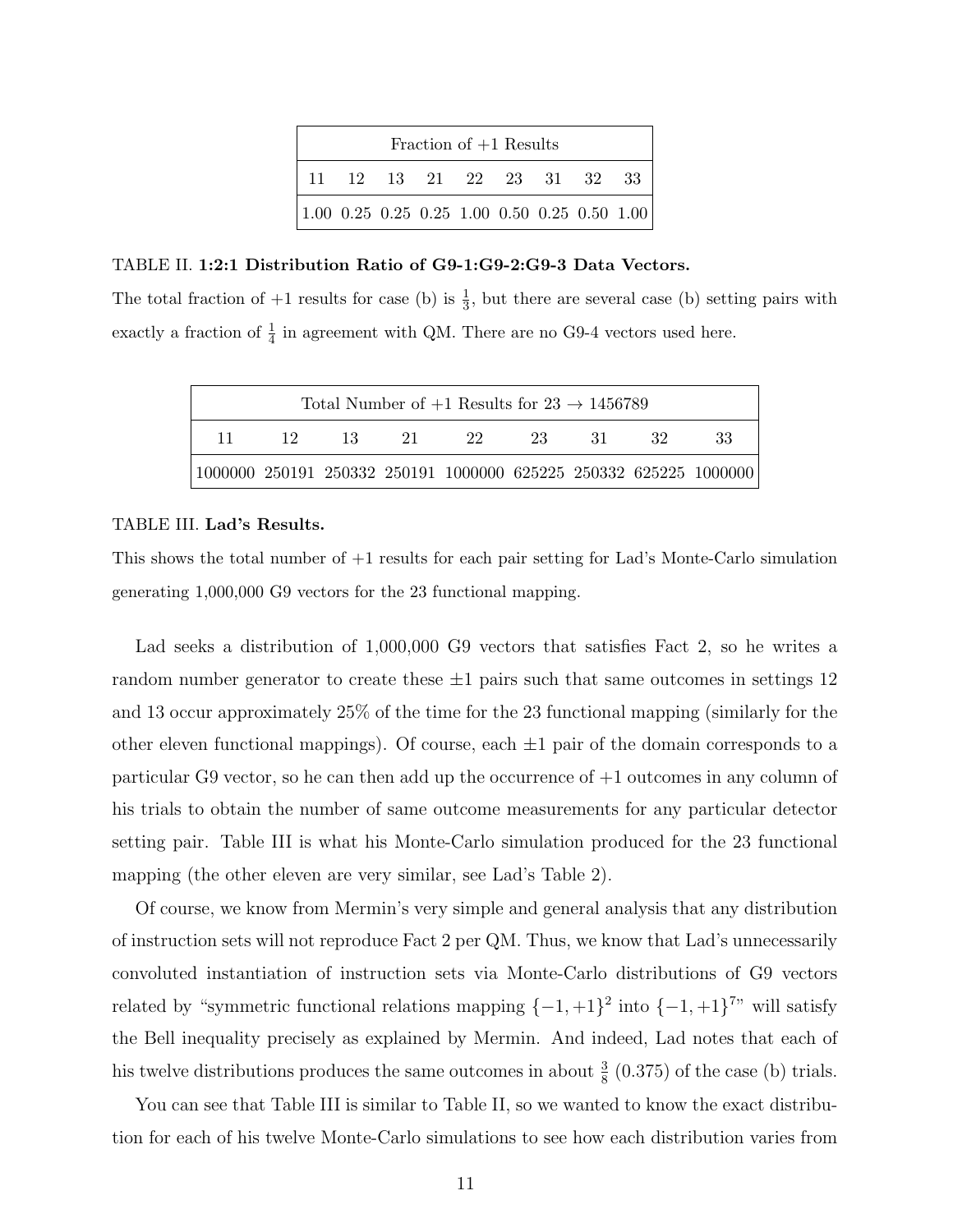| Fraction of +1 Results | | | | | | | | |
|---|---|---|---|---|---|---|---|---|
| 11 | 12 | 13 | 21 | 22 | 23 | 31 | 32 | 33 |
| 1.00 | 0.25 | 0.25 | 0.25 | 1.00 | 0.50 | 0.25 | 0.50 | 1.00 |

TABLE II. **1:2:1 Distribution Ratio of G9-1:G9-2:G9-3 Data Vectors.**
The total fraction of +1 results for case (b) is $\frac{1}{3}$, but there are several case (b) setting pairs with exactly a fraction of $\frac{1}{4}$ in agreement with QM. There are no G9-4 vectors used here.

| Total Number of +1 Results for 23 → 1456789 | | | | | | | | |
|---|---|---|---|---|---|---|---|---|
| 11 | 12 | 13 | 21 | 22 | 23 | 31 | 32 | 33 |
| 1000000 | 250191 | 250332 | 250191 | 1000000 | 625225 | 250332 | 625225 | 1000000 |

TABLE III. **Lad's Results.**
This shows the total number of +1 results for each pair setting for Lad's Monte-Carlo simulation generating 1,000,000 G9 vectors for the 23 functional mapping.

Lad seeks a distribution of 1,000,000 G9 vectors that satisfies Fact 2, so he writes a random number generator to create these ±1 pairs such that same outcomes in settings 12 and 13 occur approximately 25% of the time for the 23 functional mapping (similarly for the other eleven functional mappings). Of course, each ±1 pair of the domain corresponds to a particular G9 vector, so he can then add up the occurrence of +1 outcomes in any column of his trials to obtain the number of same outcome measurements for any particular detector setting pair. Table III is what his Monte-Carlo simulation produced for the 23 functional mapping (the other eleven are very similar, see Lad's Table 2).

Of course, we know from Mermin's very simple and general analysis that any distribution of instruction sets will not reproduce Fact 2 per QM. Thus, we know that Lad's unnecessarily convoluted instantiation of instruction sets via Monte-Carlo distributions of G9 vectors related by "symmetric functional relations mapping $\{-1,+1\}^2$ into $\{-1,+1\}^7$" will satisfy the Bell inequality precisely as explained by Mermin. And indeed, Lad notes that each of his twelve distributions produces the same outcomes in about $\frac{3}{8}$ (0.375) of the case (b) trials.

You can see that Table III is similar to Table II, so we wanted to know the exact distribution for each of his twelve Monte-Carlo simulations to see how each distribution varies from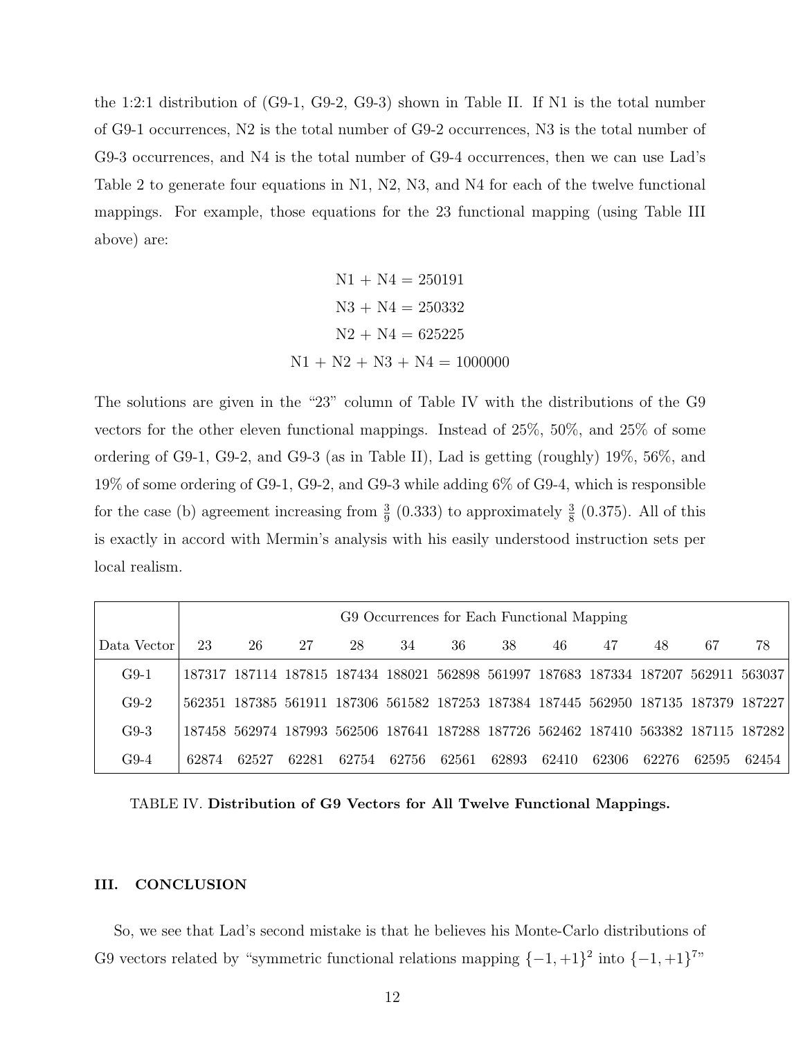the 1:2:1 distribution of (G9-1, G9-2, G9-3) shown in Table II. If N1 is the total number of G9-1 occurrences, N2 is the total number of G9-2 occurrences, N3 is the total number of G9-3 occurrences, and N4 is the total number of G9-4 occurrences, then we can use Lad's Table 2 to generate four equations in N1, N2, N3, and N4 for each of the twelve functional mappings. For example, those equations for the 23 functional mapping (using Table III above) are:

$$\text{N1} + \text{N4} = 250191$$

$$\text{N3} + \text{N4} = 250332$$

$$\text{N2} + \text{N4} = 625225$$

$$\text{N1} + \text{N2} + \text{N3} + \text{N4} = 1000000$$

The solutions are given in the "23" column of Table IV with the distributions of the G9 vectors for the other eleven functional mappings. Instead of 25%, 50%, and 25% of some ordering of G9-1, G9-2, and G9-3 (as in Table II), Lad is getting (roughly) 19%, 56%, and 19% of some ordering of G9-1, G9-2, and G9-3 while adding 6% of G9-4, which is responsible for the case (b) agreement increasing from $\frac{3}{9}$ (0.333) to approximately $\frac{3}{8}$ (0.375). All of this is exactly in accord with Mermin's analysis with his easily understood instruction sets per local realism.

| | G9 Occurrences for Each Functional Mapping | | | | | | | | | | | |
|---|---|---|---|---|---|---|---|---|---|---|---|---|
| Data Vector | 23 | 26 | 27 | 28 | 34 | 36 | 38 | 46 | 47 | 48 | 67 | 78 |
| G9-1 | 187317 | 187114 | 187815 | 187434 | 188021 | 562898 | 561997 | 187683 | 187334 | 187207 | 562911 | 563037 |
| G9-2 | 562351 | 187385 | 561911 | 187306 | 561582 | 187253 | 187384 | 187445 | 562950 | 187135 | 187379 | 187227 |
| G9-3 | 187458 | 562974 | 187993 | 562506 | 187641 | 187288 | 187726 | 562462 | 187410 | 563382 | 187115 | 187282 |
| G9-4 | 62874 | 62527 | 62281 | 62754 | 62756 | 62561 | 62893 | 62410 | 62306 | 62276 | 62595 | 62454 |

TABLE IV. **Distribution of G9 Vectors for All Twelve Functional Mappings.**

## III. CONCLUSION

So, we see that Lad's second mistake is that he believes his Monte-Carlo distributions of G9 vectors related by "symmetric functional relations mapping $\{-1, +1\}^2$ into $\{-1, +1\}^7$"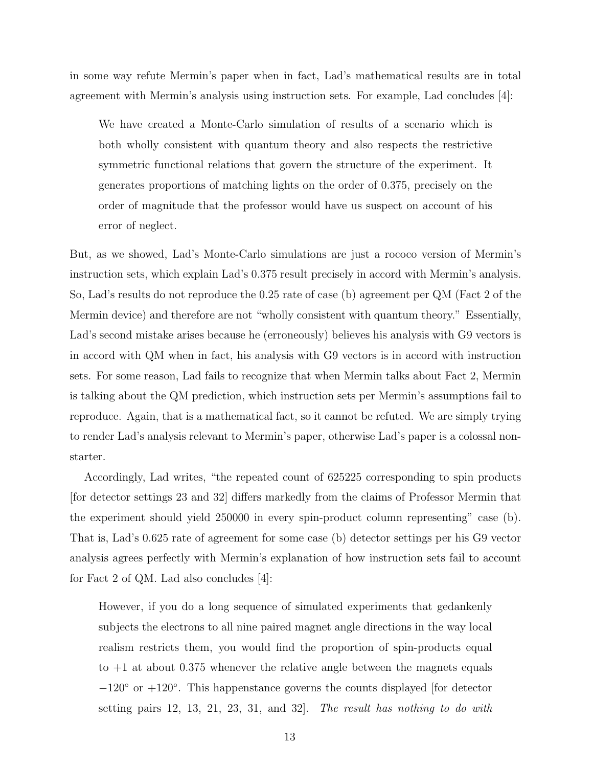in some way refute Mermin's paper when in fact, Lad's mathematical results are in total agreement with Mermin's analysis using instruction sets. For example, Lad concludes [4]:

> We have created a Monte-Carlo simulation of results of a scenario which is both wholly consistent with quantum theory and also respects the restrictive symmetric functional relations that govern the structure of the experiment. It generates proportions of matching lights on the order of 0.375, precisely on the order of magnitude that the professor would have us suspect on account of his error of neglect.

But, as we showed, Lad's Monte-Carlo simulations are just a rococo version of Mermin's instruction sets, which explain Lad's 0.375 result precisely in accord with Mermin's analysis. So, Lad's results do not reproduce the 0.25 rate of case (b) agreement per QM (Fact 2 of the Mermin device) and therefore are not "wholly consistent with quantum theory." Essentially, Lad's second mistake arises because he (erroneously) believes his analysis with G9 vectors is in accord with QM when in fact, his analysis with G9 vectors is in accord with instruction sets. For some reason, Lad fails to recognize that when Mermin talks about Fact 2, Mermin is talking about the QM prediction, which instruction sets per Mermin's assumptions fail to reproduce. Again, that is a mathematical fact, so it cannot be refuted. We are simply trying to render Lad's analysis relevant to Mermin's paper, otherwise Lad's paper is a colossal non-starter.

Accordingly, Lad writes, "the repeated count of 625225 corresponding to spin products [for detector settings 23 and 32] differs markedly from the claims of Professor Mermin that the experiment should yield 250000 in every spin-product column representing" case (b). That is, Lad's 0.625 rate of agreement for some case (b) detector settings per his G9 vector analysis agrees perfectly with Mermin's explanation of how instruction sets fail to account for Fact 2 of QM. Lad also concludes [4]:

> However, if you do a long sequence of simulated experiments that gedankenly subjects the electrons to all nine paired magnet angle directions in the way local realism restricts them, you would find the proportion of spin-products equal to +1 at about 0.375 whenever the relative angle between the magnets equals $-120°$ or $+120°$. This happenstance governs the counts displayed [for detector setting pairs 12, 13, 21, 23, 31, and 32]. *The result has nothing to do with*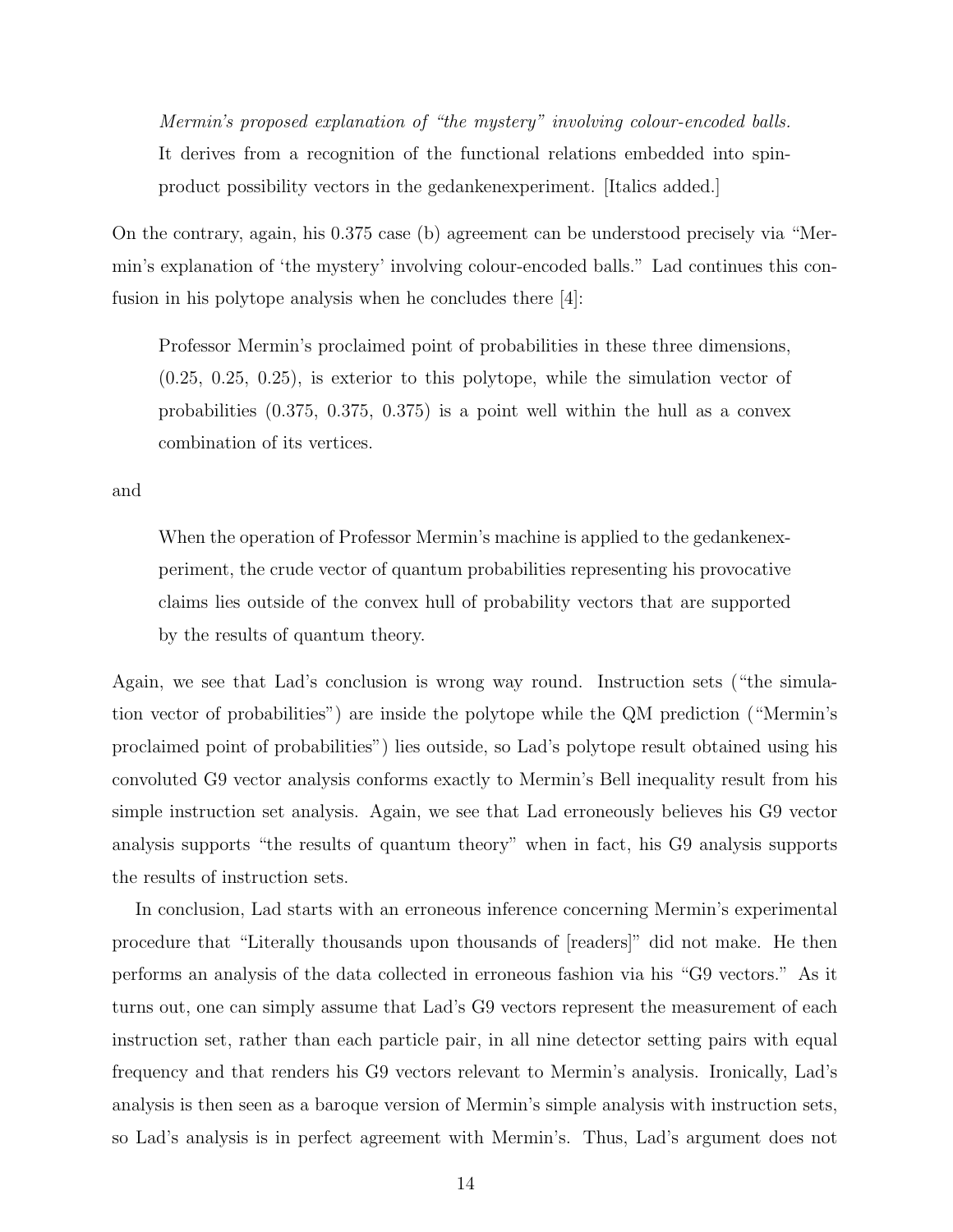> *Mermin's proposed explanation of "the mystery" involving colour-encoded balls.* It derives from a recognition of the functional relations embedded into spin-product possibility vectors in the gedankenexperiment. [Italics added.]

On the contrary, again, his 0.375 case (b) agreement can be understood precisely via "Mermin's explanation of 'the mystery' involving colour-encoded balls." Lad continues this confusion in his polytope analysis when he concludes there [4]:

> Professor Mermin's proclaimed point of probabilities in these three dimensions, (0.25, 0.25, 0.25), is exterior to this polytope, while the simulation vector of probabilities (0.375, 0.375, 0.375) is a point well within the hull as a convex combination of its vertices.

and

> When the operation of Professor Mermin's machine is applied to the gedankenexperiment, the crude vector of quantum probabilities representing his provocative claims lies outside of the convex hull of probability vectors that are supported by the results of quantum theory.

Again, we see that Lad's conclusion is wrong way round. Instruction sets ("the simulation vector of probabilities") are inside the polytope while the QM prediction ("Mermin's proclaimed point of probabilities") lies outside, so Lad's polytope result obtained using his convoluted G9 vector analysis conforms exactly to Mermin's Bell inequality result from his simple instruction set analysis. Again, we see that Lad erroneously believes his G9 vector analysis supports "the results of quantum theory" when in fact, his G9 analysis supports the results of instruction sets.

In conclusion, Lad starts with an erroneous inference concerning Mermin's experimental procedure that "Literally thousands upon thousands of [readers]" did not make. He then performs an analysis of the data collected in erroneous fashion via his "G9 vectors." As it turns out, one can simply assume that Lad's G9 vectors represent the measurement of each instruction set, rather than each particle pair, in all nine detector setting pairs with equal frequency and that renders his G9 vectors relevant to Mermin's analysis. Ironically, Lad's analysis is then seen as a baroque version of Mermin's simple analysis with instruction sets, so Lad's analysis is in perfect agreement with Mermin's. Thus, Lad's argument does not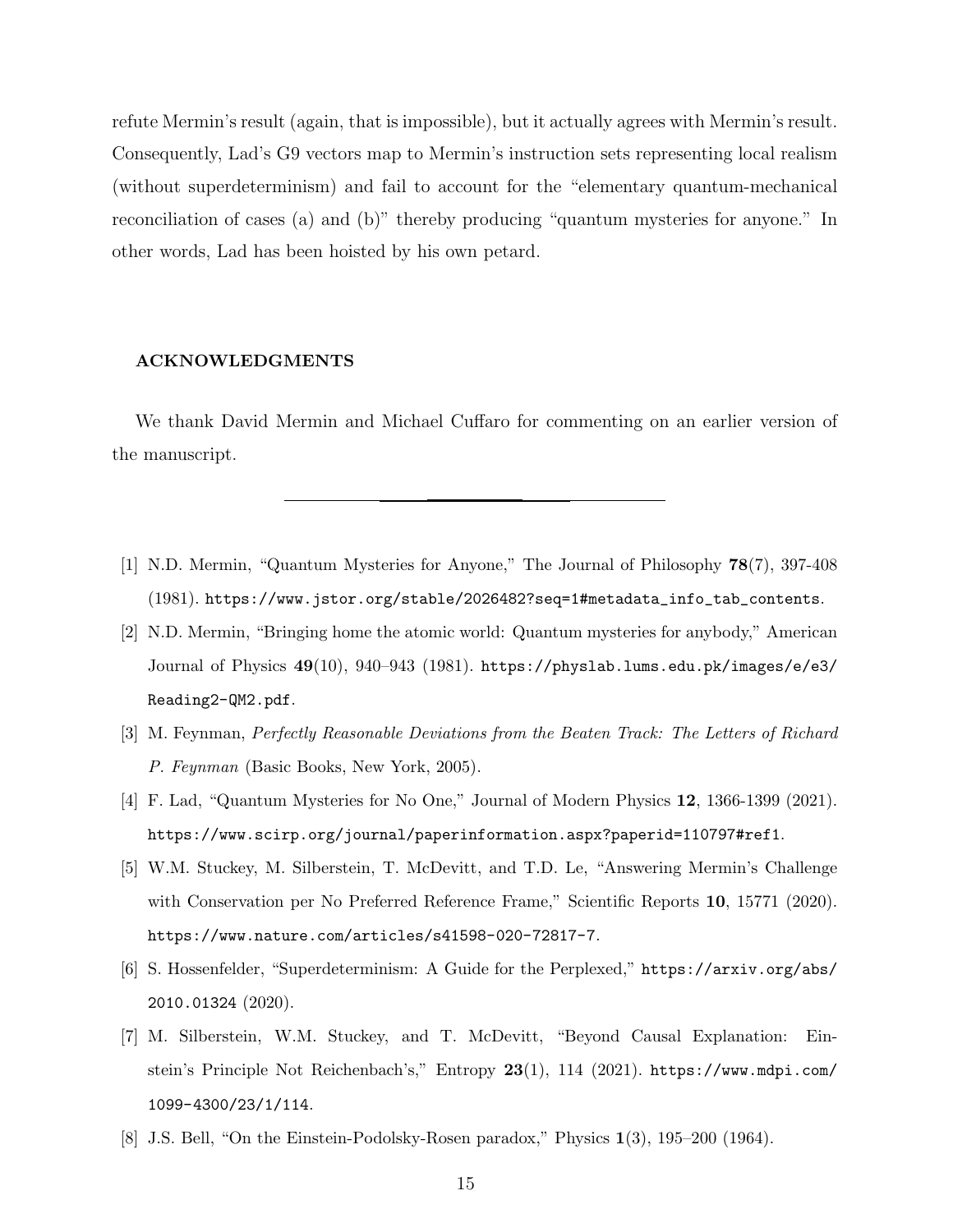refute Mermin's result (again, that is impossible), but it actually agrees with Mermin's result. Consequently, Lad's G9 vectors map to Mermin's instruction sets representing local realism (without superdeterminism) and fail to account for the "elementary quantum-mechanical reconciliation of cases (a) and (b)" thereby producing "quantum mysteries for anyone." In other words, Lad has been hoisted by his own petard.

## ACKNOWLEDGMENTS

We thank David Mermin and Michael Cuffaro for commenting on an earlier version of the manuscript.

---

[1] N.D. Mermin, "Quantum Mysteries for Anyone," The Journal of Philosophy **78**(7), 397-408 (1981). `https://www.jstor.org/stable/2026482?seq=1#metadata_info_tab_contents`.

[2] N.D. Mermin, "Bringing home the atomic world: Quantum mysteries for anybody," American Journal of Physics **49**(10), 940–943 (1981). `https://physlab.lums.edu.pk/images/e/e3/Reading2-QM2.pdf`.

[3] M. Feynman, *Perfectly Reasonable Deviations from the Beaten Track: The Letters of Richard P. Feynman* (Basic Books, New York, 2005).

[4] F. Lad, "Quantum Mysteries for No One," Journal of Modern Physics **12**, 1366-1399 (2021). `https://www.scirp.org/journal/paperinformation.aspx?paperid=110797#ref1`.

[5] W.M. Stuckey, M. Silberstein, T. McDevitt, and T.D. Le, "Answering Mermin's Challenge with Conservation per No Preferred Reference Frame," Scientific Reports **10**, 15771 (2020). `https://www.nature.com/articles/s41598-020-72817-7`.

[6] S. Hossenfelder, "Superdeterminism: A Guide for the Perplexed," `https://arxiv.org/abs/2010.01324` (2020).

[7] M. Silberstein, W.M. Stuckey, and T. McDevitt, "Beyond Causal Explanation: Einstein's Principle Not Reichenbach's," Entropy **23**(1), 114 (2021). `https://www.mdpi.com/1099-4300/23/1/114`.

[8] J.S. Bell, "On the Einstein-Podolsky-Rosen paradox," Physics **1**(3), 195–200 (1964).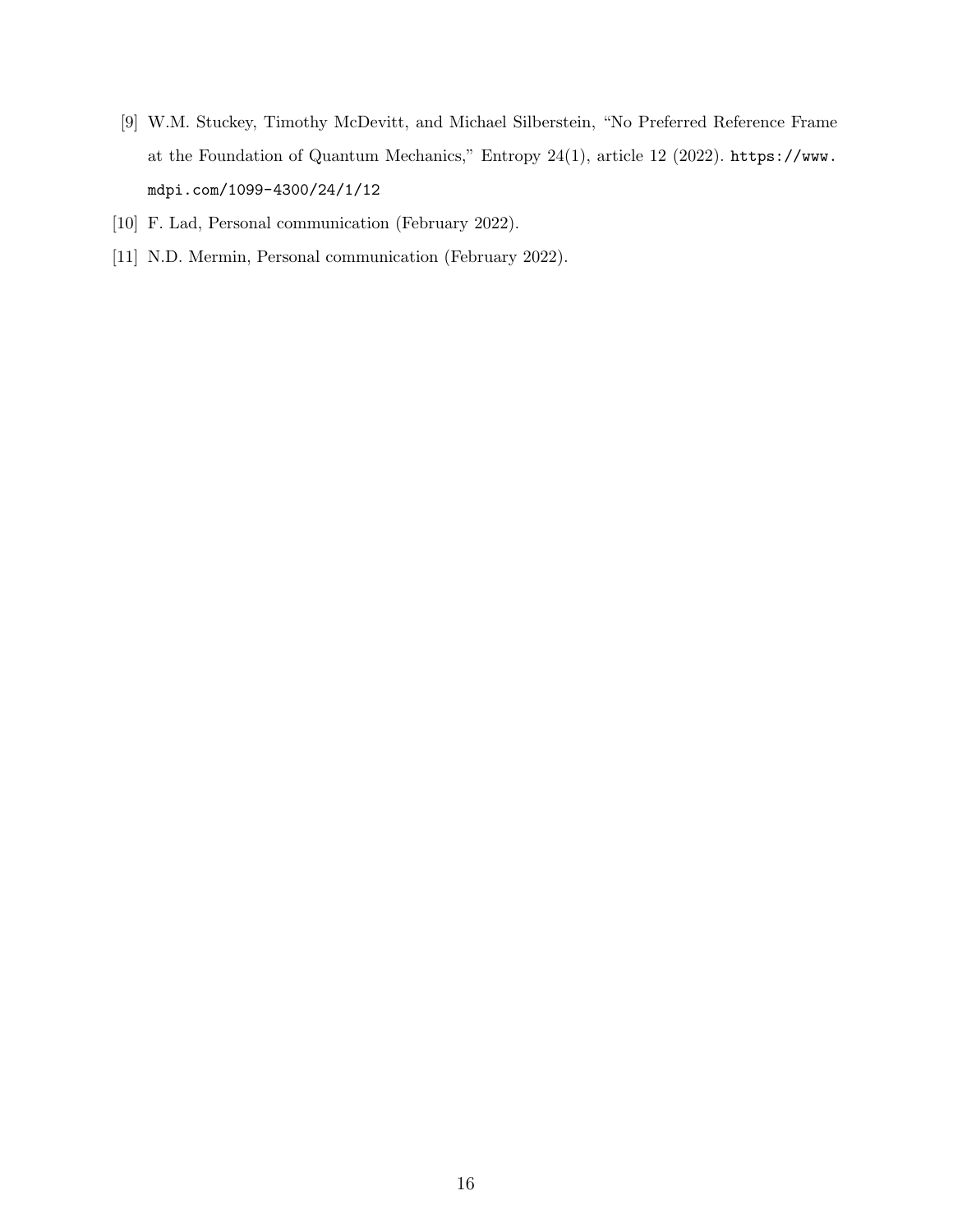[9] W.M. Stuckey, Timothy McDevitt, and Michael Silberstein, "No Preferred Reference Frame at the Foundation of Quantum Mechanics," Entropy 24(1), article 12 (2022). `https://www.mdpi.com/1099-4300/24/1/12`

[10] F. Lad, Personal communication (February 2022).

[11] N.D. Mermin, Personal communication (February 2022).